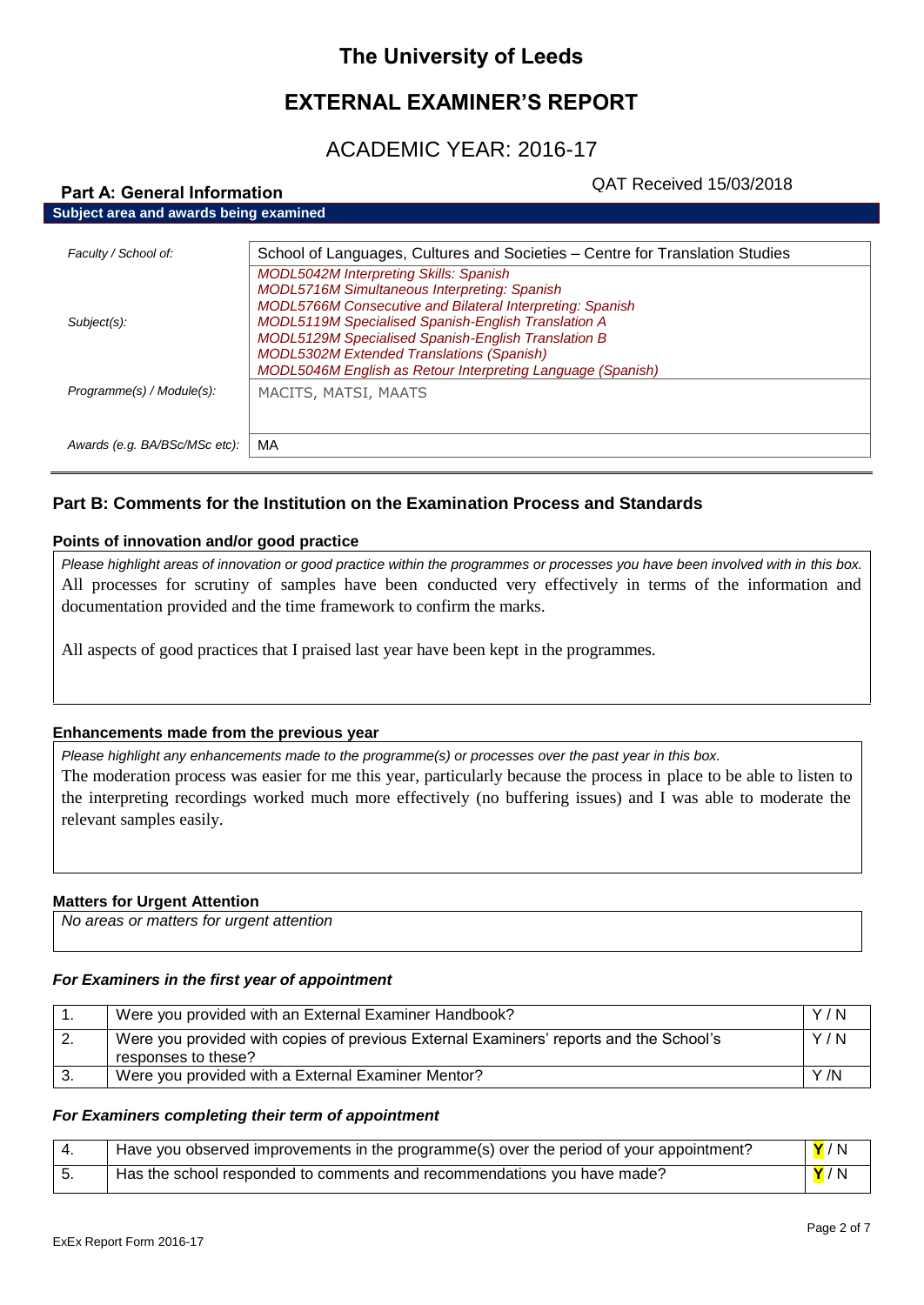# The University of Leeds

## EXTERNAL EXAMINER'S REPORT

## ACADEMIC YEAR: 2016-17

QAT Received 15/03/2018

### Part A: General Information

**Subject area and awards being examined**

| | |
|---|---|
| *Faculty / School of:* | School of Languages, Cultures and Societies – Centre for Translation Studies |
| *Subject(s):* | *MODL5042M Interpreting Skills: Spanish*<br>*MODL5716M Simultaneous Interpreting: Spanish*<br>*MODL5766M Consecutive and Bilateral Interpreting: Spanish*<br>*MODL5119M Specialised Spanish-English Translation A*<br>*MODL5129M Specialised Spanish-English Translation B*<br>*MODL5302M Extended Translations (Spanish)*<br>*MODL5046M English as Retour Interpreting Language (Spanish)* |
| *Programme(s) / Module(s):* | MACITS, MATSI, MAATS |
| *Awards (e.g. BA/BSc/MSc etc):* | MA |

### Part B: Comments for the Institution on the Examination Process and Standards

**Points of innovation and/or good practice**

*Please highlight areas of innovation or good practice within the programmes or processes you have been involved with in this box.*

All processes for scrutiny of samples have been conducted very effectively in terms of the information and documentation provided and the time framework to confirm the marks.

All aspects of good practices that I praised last year have been kept in the programmes.

**Enhancements made from the previous year**

*Please highlight any enhancements made to the programme(s) or processes over the past year in this box.*

The moderation process was easier for me this year, particularly because the process in place to be able to listen to the interpreting recordings worked much more effectively (no buffering issues) and I was able to moderate the relevant samples easily.

**Matters for Urgent Attention**

*No areas or matters for urgent attention*

***For Examiners in the first year of appointment***

| | | |
|---|---|---|
| 1. | Were you provided with an External Examiner Handbook? | Y / N |
| 2. | Were you provided with copies of previous External Examiners' reports and the School's responses to these? | Y / N |
| 3. | Were you provided with a External Examiner Mentor? | Y /N |

***For Examiners completing their term of appointment***

| | | |
|---|---|---|
| 4. | Have you observed improvements in the programme(s) over the period of your appointment? | **Y** / N |
| 5. | Has the school responded to comments and recommendations you have made? | **Y** / N |

ExEx Report Form 2016-17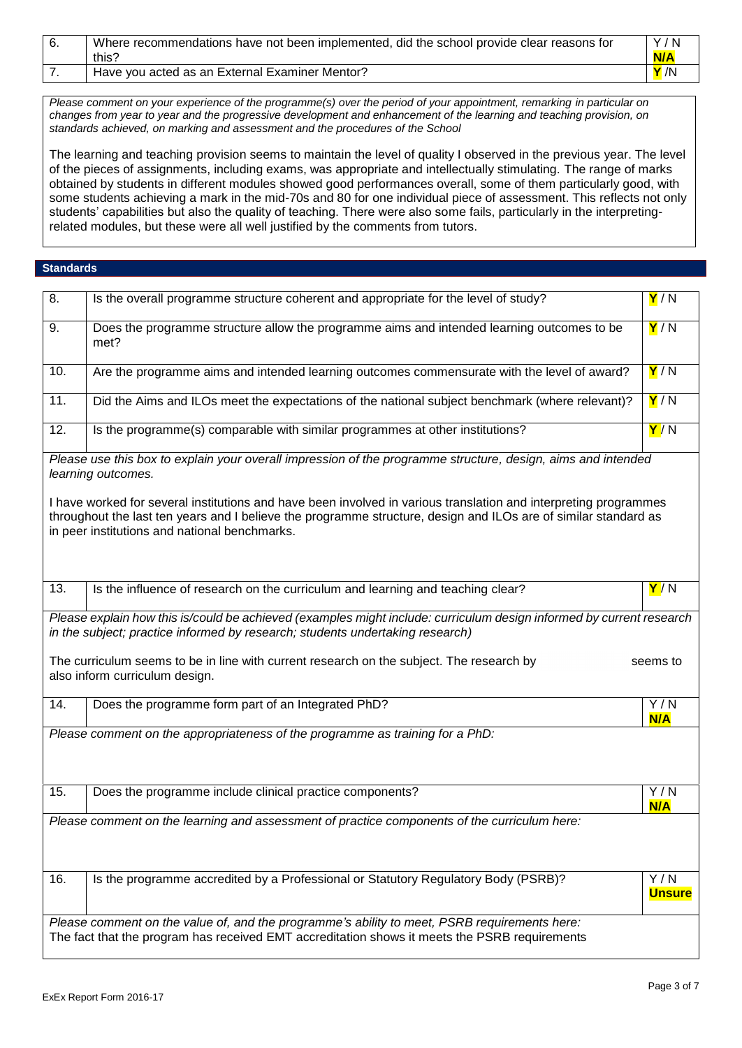| 6. | Where recommendations have not been implemented, did the school provide clear reasons for this? | Y / N **N/A** |
|---|---|---|
| 7. | Have you acted as an External Examiner Mentor? | **Y** /N |

*Please comment on your experience of the programme(s) over the period of your appointment, remarking in particular on changes from year to year and the progressive development and enhancement of the learning and teaching provision, on standards achieved, on marking and assessment and the procedures of the School*

The learning and teaching provision seems to maintain the level of quality I observed in the previous year. The level of the pieces of assignments, including exams, was appropriate and intellectually stimulating. The range of marks obtained by students in different modules showed good performances overall, some of them particularly good, with some students achieving a mark in the mid-70s and 80 for one individual piece of assessment. This reflects not only students' capabilities but also the quality of teaching. There were also some fails, particularly in the interpreting-related modules, but these were all well justified by the comments from tutors.

## Standards

| 8. | Is the overall programme structure coherent and appropriate for the level of study? | **Y** / N |
|---|---|---|
| 9. | Does the programme structure allow the programme aims and intended learning outcomes to be met? | **Y** / N |
| 10. | Are the programme aims and intended learning outcomes commensurate with the level of award? | **Y** / N |
| 11. | Did the Aims and ILOs meet the expectations of the national subject benchmark (where relevant)? | **Y** / N |
| 12. | Is the programme(s) comparable with similar programmes at other institutions? | **Y** / N |

*Please use this box to explain your overall impression of the programme structure, design, aims and intended learning outcomes.*

I have worked for several institutions and have been involved in various translation and interpreting programmes throughout the last ten years and I believe the programme structure, design and ILOs are of similar standard as in peer institutions and national benchmarks.

| 13. | Is the influence of research on the curriculum and learning and teaching clear? | **Y** / N |
|---|---|---|

*Please explain how this is/could be achieved (examples might include: curriculum design informed by current research in the subject; practice informed by research; students undertaking research)*

The curriculum seems to be in line with current research on the subject. The research by seems to also inform curriculum design.

| 14. | Does the programme form part of an Integrated PhD? | Y / N **N/A** |
|---|---|---|

*Please comment on the appropriateness of the programme as training for a PhD:*

| 15. | Does the programme include clinical practice components? | Y / N **N/A** |
|---|---|---|

*Please comment on the learning and assessment of practice components of the curriculum here:*

| 16. | Is the programme accredited by a Professional or Statutory Regulatory Body (PSRB)? | Y / N **Unsure** |
|---|---|---|

*Please comment on the value of, and the programme's ability to meet, PSRB requirements here:*

The fact that the program has received EMT accreditation shows it meets the PSRB requirements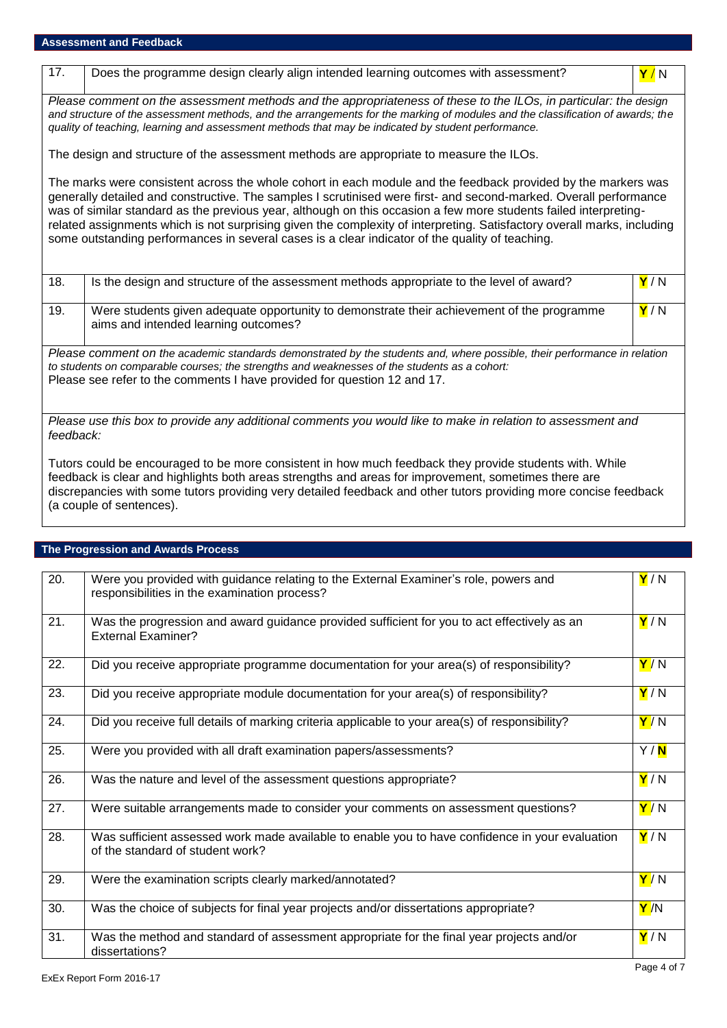## Assessment and Feedback

| | | |
|---|---|---|
| 17. | Does the programme design clearly align intended learning outcomes with assessment? | **Y** / N |

*Please comment on the assessment methods and the appropriateness of these to the ILOs, in particular: the design and structure of the assessment methods, and the arrangements for the marking of modules and the classification of awards; the quality of teaching, learning and assessment methods that may be indicated by student performance.*

The design and structure of the assessment methods are appropriate to measure the ILOs.

The marks were consistent across the whole cohort in each module and the feedback provided by the markers was generally detailed and constructive. The samples I scrutinised were first- and second-marked. Overall performance was of similar standard as the previous year, although on this occasion a few more students failed interpreting-related assignments which is not surprising given the complexity of interpreting. Satisfactory overall marks, including some outstanding performances in several cases is a clear indicator of the quality of teaching.

| | | |
|---|---|---|
| 18. | Is the design and structure of the assessment methods appropriate to the level of award? | **Y** / N |
| 19. | Were students given adequate opportunity to demonstrate their achievement of the programme aims and intended learning outcomes? | **Y** / N |

*Please comment on the academic standards demonstrated by the students and, where possible, their performance in relation to students on comparable courses; the strengths and weaknesses of the students as a cohort:*

Please see refer to the comments I have provided for question 12 and 17.

*Please use this box to provide any additional comments you would like to make in relation to assessment and feedback:*

Tutors could be encouraged to be more consistent in how much feedback they provide students with. While feedback is clear and highlights both areas strengths and areas for improvement, sometimes there are discrepancies with some tutors providing very detailed feedback and other tutors providing more concise feedback (a couple of sentences).

## The Progression and Awards Process

| | | |
|---|---|---|
| 20. | Were you provided with guidance relating to the External Examiner's role, powers and responsibilities in the examination process? | **Y** / N |
| 21. | Was the progression and award guidance provided sufficient for you to act effectively as an External Examiner? | **Y** / N |
| 22. | Did you receive appropriate programme documentation for your area(s) of responsibility? | **Y** / N |
| 23. | Did you receive appropriate module documentation for your area(s) of responsibility? | **Y** / N |
| 24. | Did you receive full details of marking criteria applicable to your area(s) of responsibility? | **Y** / N |
| 25. | Were you provided with all draft examination papers/assessments? | Y / **N** |
| 26. | Was the nature and level of the assessment questions appropriate? | **Y** / N |
| 27. | Were suitable arrangements made to consider your comments on assessment questions? | **Y** / N |
| 28. | Was sufficient assessed work made available to enable you to have confidence in your evaluation of the standard of student work? | **Y** / N |
| 29. | Were the examination scripts clearly marked/annotated? | **Y** / N |
| 30. | Was the choice of subjects for final year projects and/or dissertations appropriate? | **Y** /N |
| 31. | Was the method and standard of assessment appropriate for the final year projects and/or dissertations? | **Y** / N |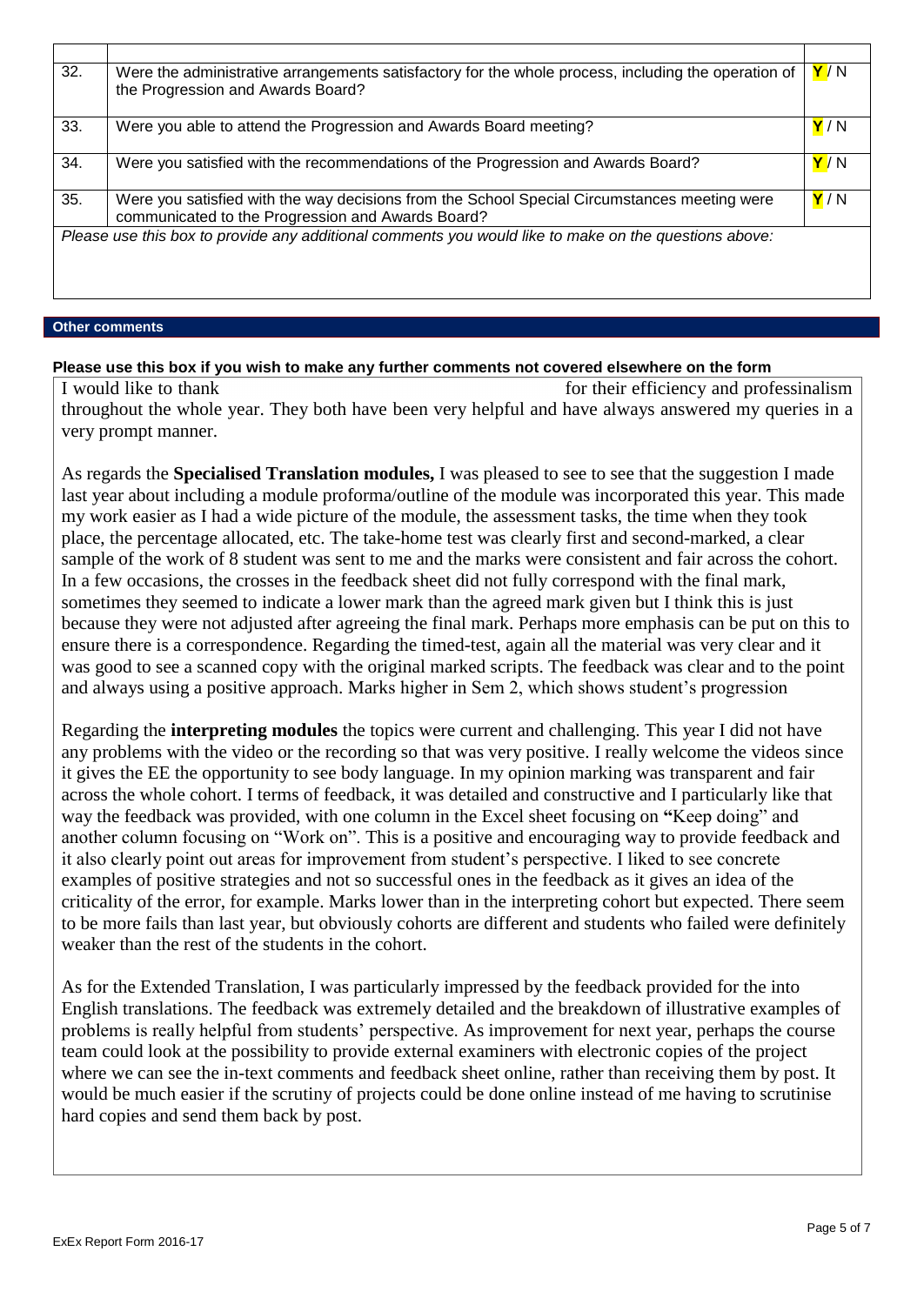| | | |
|---|---|---|
| 32. | Were the administrative arrangements satisfactory for the whole process, including the operation of the Progression and Awards Board? | Y / N |
| 33. | Were you able to attend the Progression and Awards Board meeting? | Y / N |
| 34. | Were you satisfied with the recommendations of the Progression and Awards Board? | Y / N |
| 35. | Were you satisfied with the way decisions from the School Special Circumstances meeting were communicated to the Progression and Awards Board? | Y / N |

*Please use this box to provide any additional comments you would like to make on the questions above:*

## Other comments

**Please use this box if you wish to make any further comments not covered elsewhere on the form**

I would like to thank for their efficiency and professionalism throughout the whole year. They both have been very helpful and have always answered my queries in a very prompt manner.

As regards the **Specialised Translation modules,** I was pleased to see to see that the suggestion I made last year about including a module proforma/outline of the module was incorporated this year. This made my work easier as I had a wide picture of the module, the assessment tasks, the time when they took place, the percentage allocated, etc. The take-home test was clearly first and second-marked, a clear sample of the work of 8 student was sent to me and the marks were consistent and fair across the cohort. In a few occasions, the crosses in the feedback sheet did not fully correspond with the final mark, sometimes they seemed to indicate a lower mark than the agreed mark given but I think this is just because they were not adjusted after agreeing the final mark. Perhaps more emphasis can be put on this to ensure there is a correspondence. Regarding the timed-test, again all the material was very clear and it was good to see a scanned copy with the original marked scripts. The feedback was clear and to the point and always using a positive approach. Marks higher in Sem 2, which shows student's progression

Regarding the **interpreting modules** the topics were current and challenging. This year I did not have any problems with the video or the recording so that was very positive. I really welcome the videos since it gives the EE the opportunity to see body language. In my opinion marking was transparent and fair across the whole cohort. I terms of feedback, it was detailed and constructive and I particularly like that way the feedback was provided, with one column in the Excel sheet focusing on **"**Keep doing" and another column focusing on "Work on". This is a positive and encouraging way to provide feedback and it also clearly point out areas for improvement from student's perspective. I liked to see concrete examples of positive strategies and not so successful ones in the feedback as it gives an idea of the criticality of the error, for example. Marks lower than in the interpreting cohort but expected. There seem to be more fails than last year, but obviously cohorts are different and students who failed were definitely weaker than the rest of the students in the cohort.

As for the Extended Translation, I was particularly impressed by the feedback provided for the into English translations. The feedback was extremely detailed and the breakdown of illustrative examples of problems is really helpful from students' perspective. As improvement for next year, perhaps the course team could look at the possibility to provide external examiners with electronic copies of the project where we can see the in-text comments and feedback sheet online, rather than receiving them by post. It would be much easier if the scrutiny of projects could be done online instead of me having to scrutinise hard copies and send them back by post.